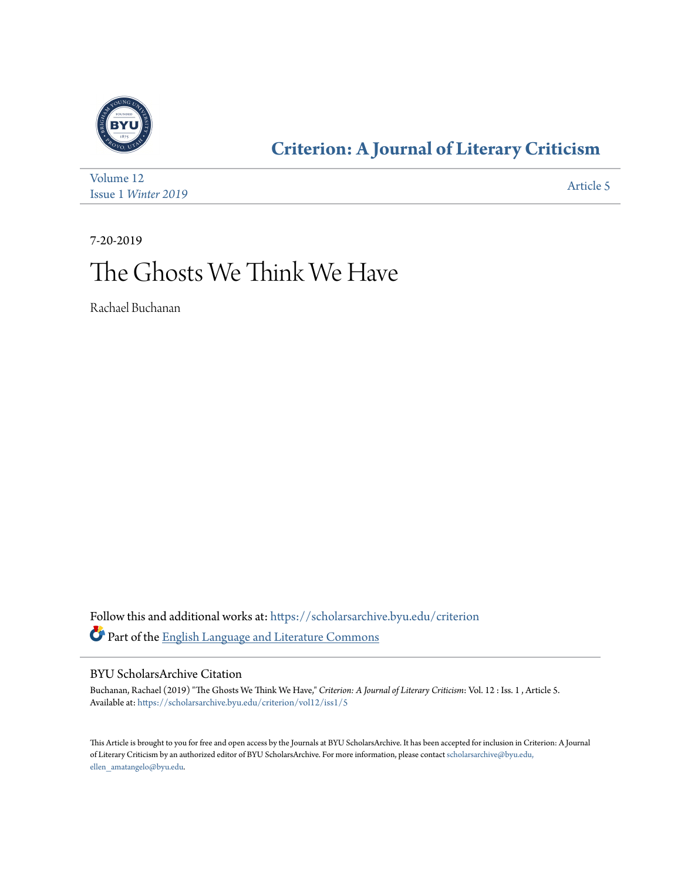# Criterion: A Journal of Literary Criticism

Volume 12
Issue 1 *Winter 2019*

Article 5

7-20-2019

# The Ghosts We Think We Have

Rachael Buchanan

Follow this and additional works at: https://scholarsarchive.byu.edu/criterion

Part of the English Language and Literature Commons

## BYU ScholarsArchive Citation

Buchanan, Rachael (2019) "The Ghosts We Think We Have," *Criterion: A Journal of Literary Criticism*: Vol. 12 : Iss. 1 , Article 5.
Available at: https://scholarsarchive.byu.edu/criterion/vol12/iss1/5

This Article is brought to you for free and open access by the Journals at BYU ScholarsArchive. It has been accepted for inclusion in Criterion: A Journal of Literary Criticism by an authorized editor of BYU ScholarsArchive. For more information, please contact scholarsarchive@byu.edu, ellen_amatangelo@byu.edu.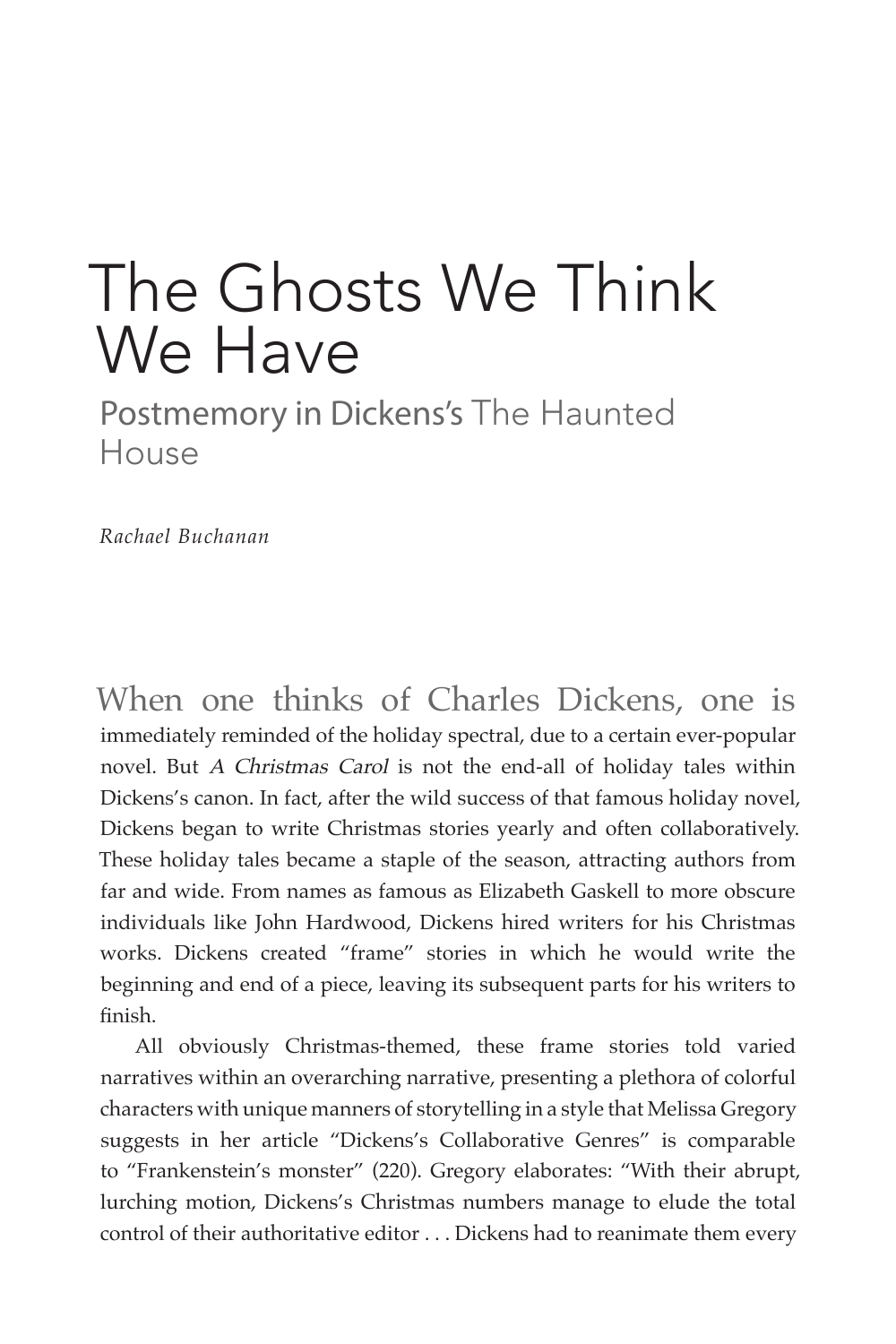# The Ghosts We Think We Have

## Postmemory in Dickens's *The Haunted House*

*Rachael Buchanan*

When one thinks of Charles Dickens, one is immediately reminded of the holiday spectral, due to a certain ever-popular novel. But *A Christmas Carol* is not the end-all of holiday tales within Dickens's canon. In fact, after the wild success of that famous holiday novel, Dickens began to write Christmas stories yearly and often collaboratively. These holiday tales became a staple of the season, attracting authors from far and wide. From names as famous as Elizabeth Gaskell to more obscure individuals like John Hardwood, Dickens hired writers for his Christmas works. Dickens created "frame" stories in which he would write the beginning and end of a piece, leaving its subsequent parts for his writers to finish.

All obviously Christmas-themed, these frame stories told varied narratives within an overarching narrative, presenting a plethora of colorful characters with unique manners of storytelling in a style that Melissa Gregory suggests in her article "Dickens's Collaborative Genres" is comparable to "Frankenstein's monster" (220). Gregory elaborates: "With their abrupt, lurching motion, Dickens's Christmas numbers manage to elude the total control of their authoritative editor . . . Dickens had to reanimate them every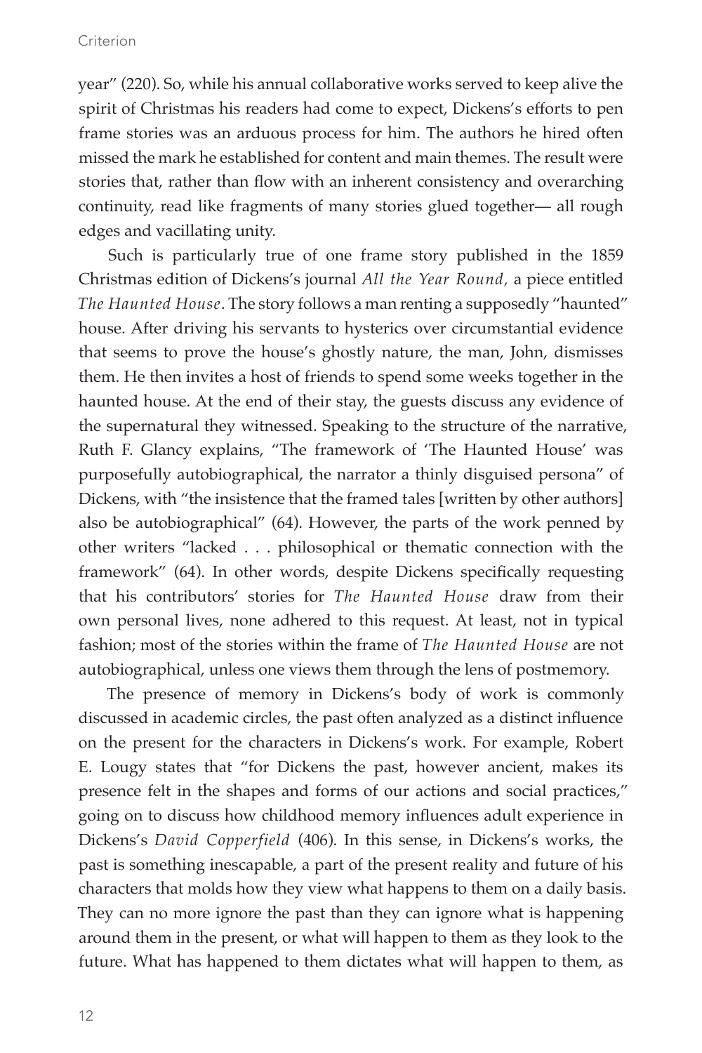year" (220). So, while his annual collaborative works served to keep alive the spirit of Christmas his readers had come to expect, Dickens's efforts to pen frame stories was an arduous process for him. The authors he hired often missed the mark he established for content and main themes. The result were stories that, rather than flow with an inherent consistency and overarching continuity, read like fragments of many stories glued together— all rough edges and vacillating unity.

Such is particularly true of one frame story published in the 1859 Christmas edition of Dickens's journal *All the Year Round,* a piece entitled *The Haunted House*. The story follows a man renting a supposedly "haunted" house. After driving his servants to hysterics over circumstantial evidence that seems to prove the house's ghostly nature, the man, John, dismisses them. He then invites a host of friends to spend some weeks together in the haunted house. At the end of their stay, the guests discuss any evidence of the supernatural they witnessed. Speaking to the structure of the narrative, Ruth F. Glancy explains, "The framework of 'The Haunted House' was purposefully autobiographical, the narrator a thinly disguised persona" of Dickens, with "the insistence that the framed tales [written by other authors] also be autobiographical" (64). However, the parts of the work penned by other writers "lacked . . . philosophical or thematic connection with the framework" (64). In other words, despite Dickens specifically requesting that his contributors' stories for *The Haunted House* draw from their own personal lives, none adhered to this request. At least, not in typical fashion; most of the stories within the frame of *The Haunted House* are not autobiographical, unless one views them through the lens of postmemory.

The presence of memory in Dickens's body of work is commonly discussed in academic circles, the past often analyzed as a distinct influence on the present for the characters in Dickens's work. For example, Robert E. Lougy states that "for Dickens the past, however ancient, makes its presence felt in the shapes and forms of our actions and social practices," going on to discuss how childhood memory influences adult experience in Dickens's *David Copperfield* (406). In this sense, in Dickens's works, the past is something inescapable, a part of the present reality and future of his characters that molds how they view what happens to them on a daily basis. They can no more ignore the past than they can ignore what is happening around them in the present, or what will happen to them as they look to the future. What has happened to them dictates what will happen to them, as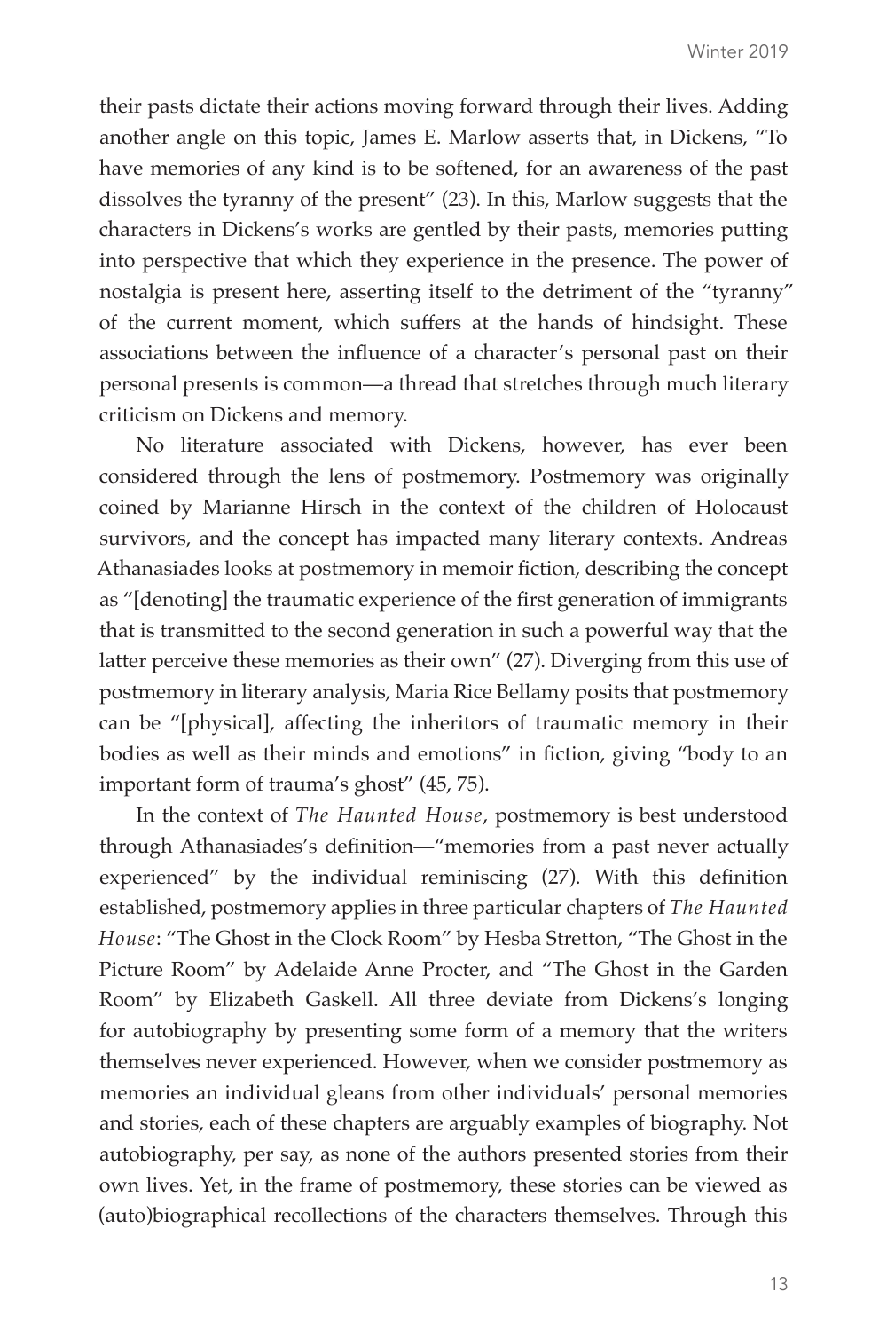their pasts dictate their actions moving forward through their lives. Adding another angle on this topic, James E. Marlow asserts that, in Dickens, "To have memories of any kind is to be softened, for an awareness of the past dissolves the tyranny of the present" (23). In this, Marlow suggests that the characters in Dickens's works are gentled by their pasts, memories putting into perspective that which they experience in the presence. The power of nostalgia is present here, asserting itself to the detriment of the "tyranny" of the current moment, which suffers at the hands of hindsight. These associations between the influence of a character's personal past on their personal presents is common—a thread that stretches through much literary criticism on Dickens and memory.

No literature associated with Dickens, however, has ever been considered through the lens of postmemory. Postmemory was originally coined by Marianne Hirsch in the context of the children of Holocaust survivors, and the concept has impacted many literary contexts. Andreas Athanasiades looks at postmemory in memoir fiction, describing the concept as "[denoting] the traumatic experience of the first generation of immigrants that is transmitted to the second generation in such a powerful way that the latter perceive these memories as their own" (27). Diverging from this use of postmemory in literary analysis, Maria Rice Bellamy posits that postmemory can be "[physical], affecting the inheritors of traumatic memory in their bodies as well as their minds and emotions" in fiction, giving "body to an important form of trauma's ghost" (45, 75).

In the context of *The Haunted House*, postmemory is best understood through Athanasiades's definition—"memories from a past never actually experienced" by the individual reminiscing (27). With this definition established, postmemory applies in three particular chapters of *The Haunted House*: "The Ghost in the Clock Room" by Hesba Stretton, "The Ghost in the Picture Room" by Adelaide Anne Procter, and "The Ghost in the Garden Room" by Elizabeth Gaskell. All three deviate from Dickens's longing for autobiography by presenting some form of a memory that the writers themselves never experienced. However, when we consider postmemory as memories an individual gleans from other individuals' personal memories and stories, each of these chapters are arguably examples of biography. Not autobiography, per say, as none of the authors presented stories from their own lives. Yet, in the frame of postmemory, these stories can be viewed as (auto)biographical recollections of the characters themselves. Through this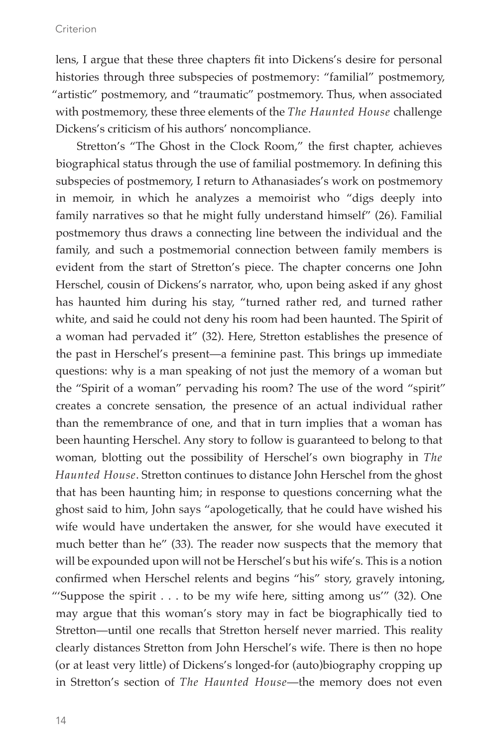lens, I argue that these three chapters fit into Dickens's desire for personal histories through three subspecies of postmemory: "familial" postmemory, "artistic" postmemory, and "traumatic" postmemory. Thus, when associated with postmemory, these three elements of the *The Haunted House* challenge Dickens's criticism of his authors' noncompliance.

Stretton's "The Ghost in the Clock Room," the first chapter, achieves biographical status through the use of familial postmemory. In defining this subspecies of postmemory, I return to Athanasiades's work on postmemory in memoir, in which he analyzes a memoirist who "digs deeply into family narratives so that he might fully understand himself" (26). Familial postmemory thus draws a connecting line between the individual and the family, and such a postmemorial connection between family members is evident from the start of Stretton's piece. The chapter concerns one John Herschel, cousin of Dickens's narrator, who, upon being asked if any ghost has haunted him during his stay, "turned rather red, and turned rather white, and said he could not deny his room had been haunted. The Spirit of a woman had pervaded it" (32). Here, Stretton establishes the presence of the past in Herschel's present—a feminine past. This brings up immediate questions: why is a man speaking of not just the memory of a woman but the "Spirit of a woman" pervading his room? The use of the word "spirit" creates a concrete sensation, the presence of an actual individual rather than the remembrance of one, and that in turn implies that a woman has been haunting Herschel. Any story to follow is guaranteed to belong to that woman, blotting out the possibility of Herschel's own biography in *The Haunted House*. Stretton continues to distance John Herschel from the ghost that has been haunting him; in response to questions concerning what the ghost said to him, John says "apologetically, that he could have wished his wife would have undertaken the answer, for she would have executed it much better than he" (33). The reader now suspects that the memory that will be expounded upon will not be Herschel's but his wife's. This is a notion confirmed when Herschel relents and begins "his" story, gravely intoning, "'Suppose the spirit . . . to be my wife here, sitting among us'" (32). One may argue that this woman's story may in fact be biographically tied to Stretton—until one recalls that Stretton herself never married. This reality clearly distances Stretton from John Herschel's wife. There is then no hope (or at least very little) of Dickens's longed-for (auto)biography cropping up in Stretton's section of *The Haunted House*—the memory does not even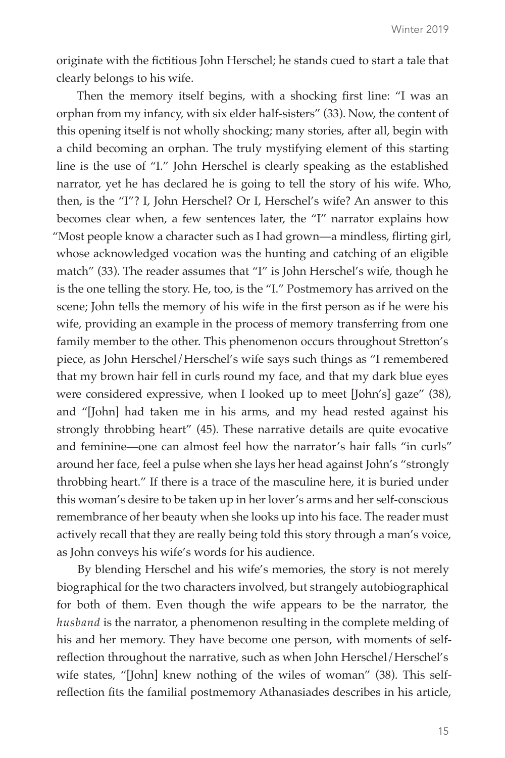originate with the fictitious John Herschel; he stands cued to start a tale that clearly belongs to his wife.

Then the memory itself begins, with a shocking first line: "I was an orphan from my infancy, with six elder half-sisters" (33). Now, the content of this opening itself is not wholly shocking; many stories, after all, begin with a child becoming an orphan. The truly mystifying element of this starting line is the use of "I." John Herschel is clearly speaking as the established narrator, yet he has declared he is going to tell the story of his wife. Who, then, is the "I"? I, John Herschel? Or I, Herschel's wife? An answer to this becomes clear when, a few sentences later, the "I" narrator explains how "Most people know a character such as I had grown—a mindless, flirting girl, whose acknowledged vocation was the hunting and catching of an eligible match" (33). The reader assumes that "I" is John Herschel's wife, though he is the one telling the story. He, too, is the "I." Postmemory has arrived on the scene; John tells the memory of his wife in the first person as if he were his wife, providing an example in the process of memory transferring from one family member to the other. This phenomenon occurs throughout Stretton's piece, as John Herschel/Herschel's wife says such things as "I remembered that my brown hair fell in curls round my face, and that my dark blue eyes were considered expressive, when I looked up to meet [John's] gaze" (38), and "[John] had taken me in his arms, and my head rested against his strongly throbbing heart" (45). These narrative details are quite evocative and feminine—one can almost feel how the narrator's hair falls "in curls" around her face, feel a pulse when she lays her head against John's "strongly throbbing heart." If there is a trace of the masculine here, it is buried under this woman's desire to be taken up in her lover's arms and her self-conscious remembrance of her beauty when she looks up into his face. The reader must actively recall that they are really being told this story through a man's voice, as John conveys his wife's words for his audience.

By blending Herschel and his wife's memories, the story is not merely biographical for the two characters involved, but strangely autobiographical for both of them. Even though the wife appears to be the narrator, the *husband* is the narrator, a phenomenon resulting in the complete melding of his and her memory. They have become one person, with moments of self-reflection throughout the narrative, such as when John Herschel/Herschel's wife states, "[John] knew nothing of the wiles of woman" (38). This self-reflection fits the familial postmemory Athanasiades describes in his article,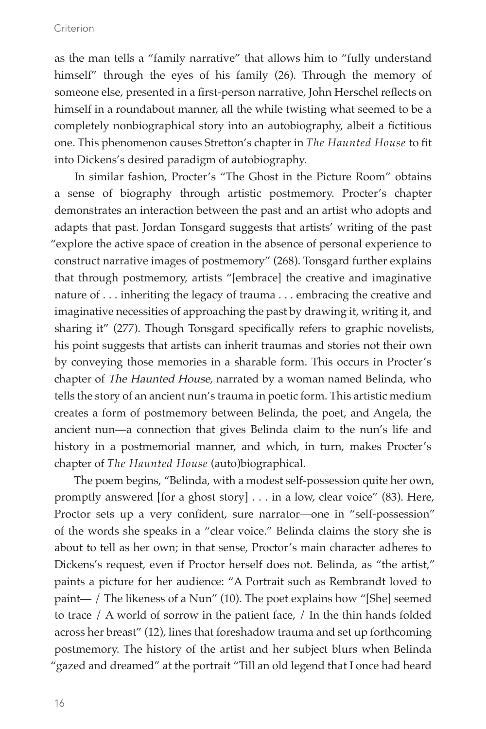as the man tells a "family narrative" that allows him to "fully understand himself" through the eyes of his family (26). Through the memory of someone else, presented in a first-person narrative, John Herschel reflects on himself in a roundabout manner, all the while twisting what seemed to be a completely nonbiographical story into an autobiography, albeit a fictitious one. This phenomenon causes Stretton's chapter in *The Haunted House* to fit into Dickens's desired paradigm of autobiography.

In similar fashion, Procter's "The Ghost in the Picture Room" obtains a sense of biography through artistic postmemory. Procter's chapter demonstrates an interaction between the past and an artist who adopts and adapts that past. Jordan Tonsgard suggests that artists' writing of the past "explore the active space of creation in the absence of personal experience to construct narrative images of postmemory" (268). Tonsgard further explains that through postmemory, artists "[embrace] the creative and imaginative nature of . . . inheriting the legacy of trauma . . . embracing the creative and imaginative necessities of approaching the past by drawing it, writing it, and sharing it" (277). Though Tonsgard specifically refers to graphic novelists, his point suggests that artists can inherit traumas and stories not their own by conveying those memories in a sharable form. This occurs in Procter's chapter of *The Haunted House*, narrated by a woman named Belinda, who tells the story of an ancient nun's trauma in poetic form. This artistic medium creates a form of postmemory between Belinda, the poet, and Angela, the ancient nun—a connection that gives Belinda claim to the nun's life and history in a postmemorial manner, and which, in turn, makes Procter's chapter of *The Haunted House* (auto)biographical.

The poem begins, "Belinda, with a modest self-possession quite her own, promptly answered [for a ghost story] . . . in a low, clear voice" (83). Here, Proctor sets up a very confident, sure narrator—one in "self-possession" of the words she speaks in a "clear voice." Belinda claims the story she is about to tell as her own; in that sense, Proctor's main character adheres to Dickens's request, even if Proctor herself does not. Belinda, as "the artist," paints a picture for her audience: "A Portrait such as Rembrandt loved to paint— / The likeness of a Nun" (10). The poet explains how "[She] seemed to trace / A world of sorrow in the patient face, / In the thin hands folded across her breast" (12), lines that foreshadow trauma and set up forthcoming postmemory. The history of the artist and her subject blurs when Belinda "gazed and dreamed" at the portrait "Till an old legend that I once had heard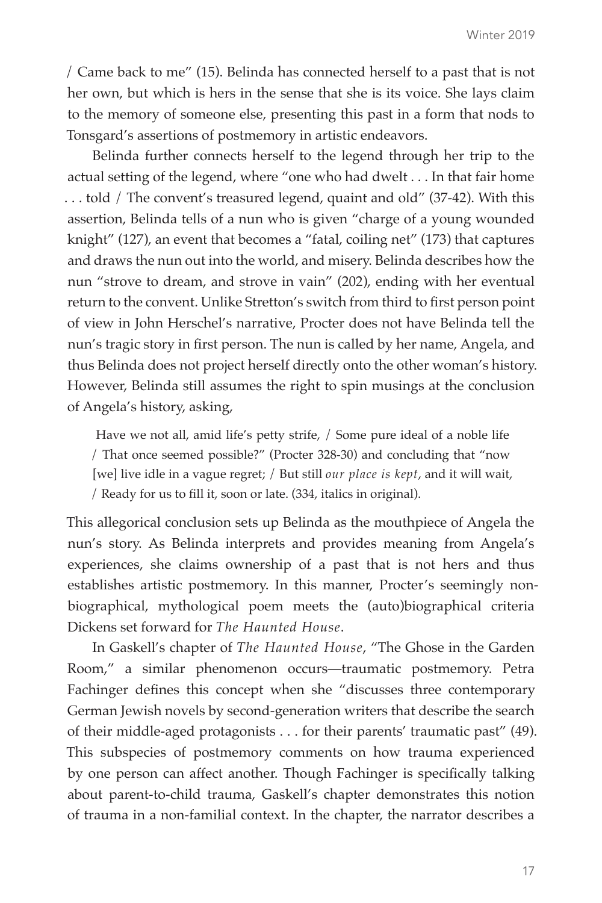/ Came back to me" (15). Belinda has connected herself to a past that is not her own, but which is hers in the sense that she is its voice. She lays claim to the memory of someone else, presenting this past in a form that nods to Tonsgard's assertions of postmemory in artistic endeavors.

Belinda further connects herself to the legend through her trip to the actual setting of the legend, where "one who had dwelt . . . In that fair home . . . told / The convent's treasured legend, quaint and old" (37-42). With this assertion, Belinda tells of a nun who is given "charge of a young wounded knight" (127), an event that becomes a "fatal, coiling net" (173) that captures and draws the nun out into the world, and misery. Belinda describes how the nun "strove to dream, and strove in vain" (202), ending with her eventual return to the convent. Unlike Stretton's switch from third to first person point of view in John Herschel's narrative, Procter does not have Belinda tell the nun's tragic story in first person. The nun is called by her name, Angela, and thus Belinda does not project herself directly onto the other woman's history. However, Belinda still assumes the right to spin musings at the conclusion of Angela's history, asking,

> Have we not all, amid life's petty strife, / Some pure ideal of a noble life / That once seemed possible?" (Procter 328-30) and concluding that "now [we] live idle in a vague regret; / But still *our place is kept*, and it will wait, / Ready for us to fill it, soon or late. (334, italics in original).

This allegorical conclusion sets up Belinda as the mouthpiece of Angela the nun's story. As Belinda interprets and provides meaning from Angela's experiences, she claims ownership of a past that is not hers and thus establishes artistic postmemory. In this manner, Procter's seemingly non-biographical, mythological poem meets the (auto)biographical criteria Dickens set forward for *The Haunted House*.

In Gaskell's chapter of *The Haunted House*, "The Ghose in the Garden Room," a similar phenomenon occurs—traumatic postmemory. Petra Fachinger defines this concept when she "discusses three contemporary German Jewish novels by second-generation writers that describe the search of their middle-aged protagonists . . . for their parents' traumatic past" (49). This subspecies of postmemory comments on how trauma experienced by one person can affect another. Though Fachinger is specifically talking about parent-to-child trauma, Gaskell's chapter demonstrates this notion of trauma in a non-familial context. In the chapter, the narrator describes a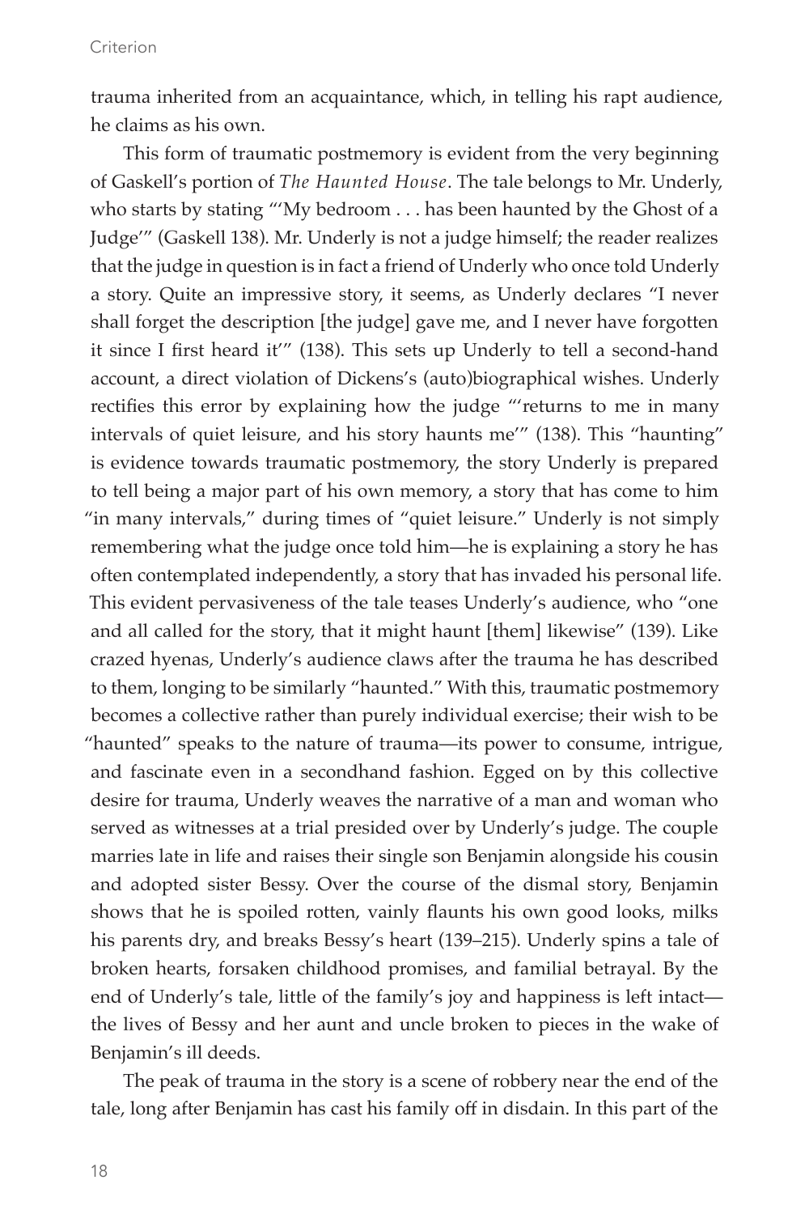trauma inherited from an acquaintance, which, in telling his rapt audience, he claims as his own.

This form of traumatic postmemory is evident from the very beginning of Gaskell's portion of *The Haunted House*. The tale belongs to Mr. Underly, who starts by stating "'My bedroom . . . has been haunted by the Ghost of a Judge'" (Gaskell 138). Mr. Underly is not a judge himself; the reader realizes that the judge in question is in fact a friend of Underly who once told Underly a story. Quite an impressive story, it seems, as Underly declares "I never shall forget the description [the judge] gave me, and I never have forgotten it since I first heard it'" (138). This sets up Underly to tell a second-hand account, a direct violation of Dickens's (auto)biographical wishes. Underly rectifies this error by explaining how the judge "'returns to me in many intervals of quiet leisure, and his story haunts me'" (138). This "haunting" is evidence towards traumatic postmemory, the story Underly is prepared to tell being a major part of his own memory, a story that has come to him "in many intervals," during times of "quiet leisure." Underly is not simply remembering what the judge once told him—he is explaining a story he has often contemplated independently, a story that has invaded his personal life. This evident pervasiveness of the tale teases Underly's audience, who "one and all called for the story, that it might haunt [them] likewise" (139). Like crazed hyenas, Underly's audience claws after the trauma he has described to them, longing to be similarly "haunted." With this, traumatic postmemory becomes a collective rather than purely individual exercise; their wish to be "haunted" speaks to the nature of trauma—its power to consume, intrigue, and fascinate even in a secondhand fashion. Egged on by this collective desire for trauma, Underly weaves the narrative of a man and woman who served as witnesses at a trial presided over by Underly's judge. The couple marries late in life and raises their single son Benjamin alongside his cousin and adopted sister Bessy. Over the course of the dismal story, Benjamin shows that he is spoiled rotten, vainly flaunts his own good looks, milks his parents dry, and breaks Bessy's heart (139–215). Underly spins a tale of broken hearts, forsaken childhood promises, and familial betrayal. By the end of Underly's tale, little of the family's joy and happiness is left intact—the lives of Bessy and her aunt and uncle broken to pieces in the wake of Benjamin's ill deeds.

The peak of trauma in the story is a scene of robbery near the end of the tale, long after Benjamin has cast his family off in disdain. In this part of the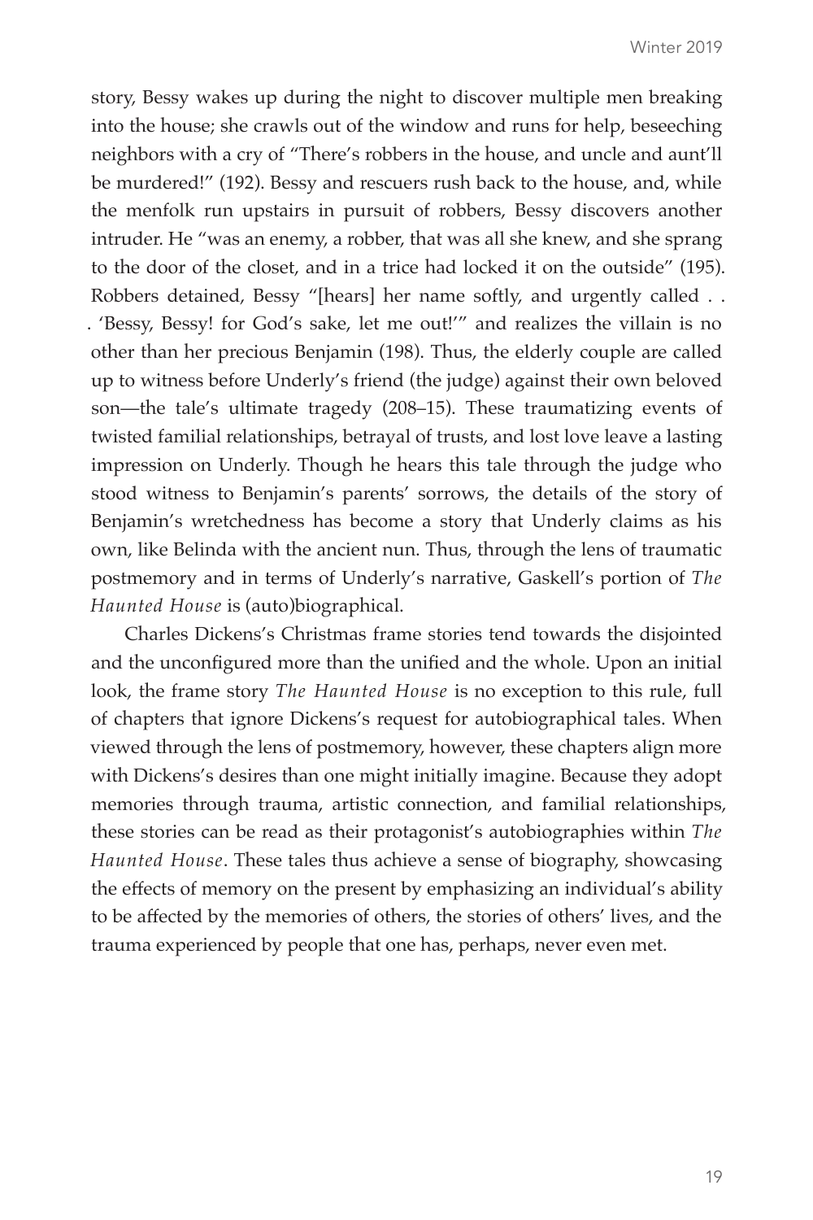story, Bessy wakes up during the night to discover multiple men breaking into the house; she crawls out of the window and runs for help, beseeching neighbors with a cry of "There's robbers in the house, and uncle and aunt'll be murdered!" (192). Bessy and rescuers rush back to the house, and, while the menfolk run upstairs in pursuit of robbers, Bessy discovers another intruder. He "was an enemy, a robber, that was all she knew, and she sprang to the door of the closet, and in a trice had locked it on the outside" (195). Robbers detained, Bessy "[hears] her name softly, and urgently called . . . 'Bessy, Bessy! for God's sake, let me out!'" and realizes the villain is no other than her precious Benjamin (198). Thus, the elderly couple are called up to witness before Underly's friend (the judge) against their own beloved son—the tale's ultimate tragedy (208–15). These traumatizing events of twisted familial relationships, betrayal of trusts, and lost love leave a lasting impression on Underly. Though he hears this tale through the judge who stood witness to Benjamin's parents' sorrows, the details of the story of Benjamin's wretchedness has become a story that Underly claims as his own, like Belinda with the ancient nun. Thus, through the lens of traumatic postmemory and in terms of Underly's narrative, Gaskell's portion of *The Haunted House* is (auto)biographical.

Charles Dickens's Christmas frame stories tend towards the disjointed and the unconfigured more than the unified and the whole. Upon an initial look, the frame story *The Haunted House* is no exception to this rule, full of chapters that ignore Dickens's request for autobiographical tales. When viewed through the lens of postmemory, however, these chapters align more with Dickens's desires than one might initially imagine. Because they adopt memories through trauma, artistic connection, and familial relationships, these stories can be read as their protagonist's autobiographies within *The Haunted House*. These tales thus achieve a sense of biography, showcasing the effects of memory on the present by emphasizing an individual's ability to be affected by the memories of others, the stories of others' lives, and the trauma experienced by people that one has, perhaps, never even met.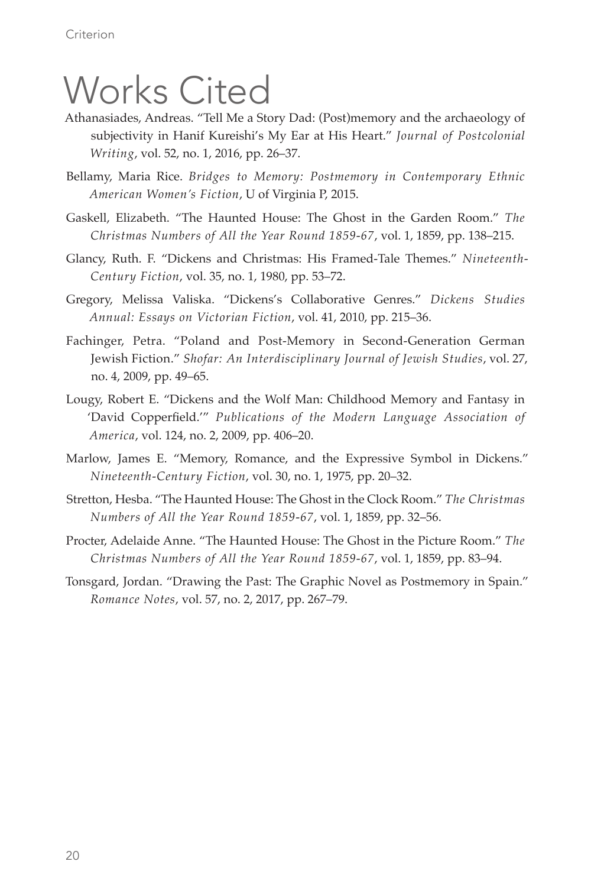# Works Cited

Athanasiades, Andreas. "Tell Me a Story Dad: (Post)memory and the archaeology of subjectivity in Hanif Kureishi's My Ear at His Heart." *Journal of Postcolonial Writing*, vol. 52, no. 1, 2016, pp. 26–37.

Bellamy, Maria Rice. *Bridges to Memory: Postmemory in Contemporary Ethnic American Women's Fiction*, U of Virginia P, 2015.

Gaskell, Elizabeth. "The Haunted House: The Ghost in the Garden Room." *The Christmas Numbers of All the Year Round 1859-67*, vol. 1, 1859, pp. 138–215.

Glancy, Ruth. F. "Dickens and Christmas: His Framed-Tale Themes." *Nineteenth-Century Fiction*, vol. 35, no. 1, 1980, pp. 53–72.

Gregory, Melissa Valiska. "Dickens's Collaborative Genres." *Dickens Studies Annual: Essays on Victorian Fiction*, vol. 41, 2010, pp. 215–36.

Fachinger, Petra. "Poland and Post-Memory in Second-Generation German Jewish Fiction." *Shofar: An Interdisciplinary Journal of Jewish Studies*, vol. 27, no. 4, 2009, pp. 49–65.

Lougy, Robert E. "Dickens and the Wolf Man: Childhood Memory and Fantasy in 'David Copperfield.'" *Publications of the Modern Language Association of America*, vol. 124, no. 2, 2009, pp. 406–20.

Marlow, James E. "Memory, Romance, and the Expressive Symbol in Dickens." *Nineteenth-Century Fiction*, vol. 30, no. 1, 1975, pp. 20–32.

Stretton, Hesba. "The Haunted House: The Ghost in the Clock Room." *The Christmas Numbers of All the Year Round 1859-67*, vol. 1, 1859, pp. 32–56.

Procter, Adelaide Anne. "The Haunted House: The Ghost in the Picture Room." *The Christmas Numbers of All the Year Round 1859-67*, vol. 1, 1859, pp. 83–94.

Tonsgard, Jordan. "Drawing the Past: The Graphic Novel as Postmemory in Spain." *Romance Notes*, vol. 57, no. 2, 2017, pp. 267–79.